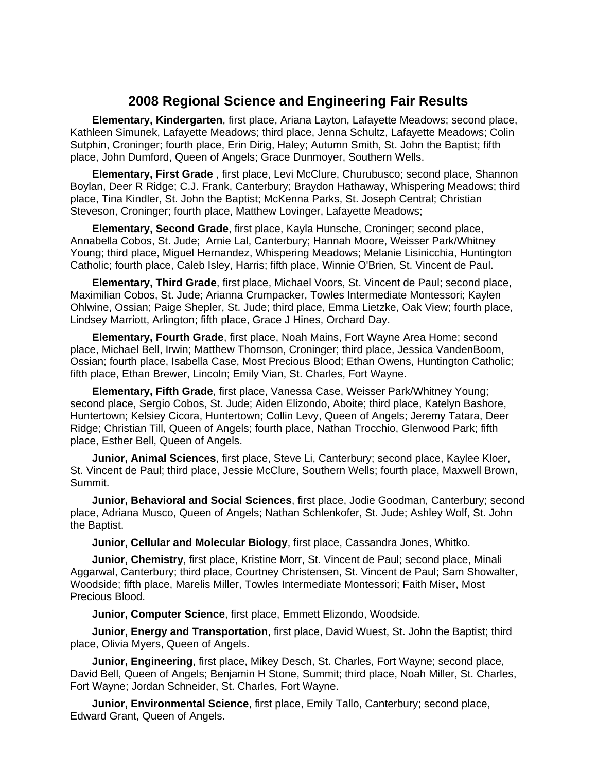## 2008 Regional Science and Engineering Fair Results

**Elementary, Kindergarten**, first place, Ariana Layton, Lafayette Meadows; second place, Kathleen Simunek, Lafayette Meadows; third place, Jenna Schultz, Lafayette Meadows; Colin Sutphin, Croninger; fourth place, Erin Dirig, Haley; Autumn Smith, St. John the Baptist; fifth place, John Dumford, Queen of Angels; Grace Dunmoyer, Southern Wells.

**Elementary, First Grade** , first place, Levi McClure, Churubusco; second place, Shannon Boylan, Deer R Ridge; C.J. Frank, Canterbury; Braydon Hathaway, Whispering Meadows; third place, Tina Kindler, St. John the Baptist; McKenna Parks, St. Joseph Central; Christian Steveson, Croninger; fourth place, Matthew Lovinger, Lafayette Meadows;

**Elementary, Second Grade**, first place, Kayla Hunsche, Croninger; second place, Annabella Cobos, St. Jude; Arnie Lal, Canterbury; Hannah Moore, Weisser Park/Whitney Young; third place, Miguel Hernandez, Whispering Meadows; Melanie Lisinicchia, Huntington Catholic; fourth place, Caleb Isley, Harris; fifth place, Winnie O'Brien, St. Vincent de Paul.

**Elementary, Third Grade**, first place, Michael Voors, St. Vincent de Paul; second place, Maximilian Cobos, St. Jude; Arianna Crumpacker, Towles Intermediate Montessori; Kaylen Ohlwine, Ossian; Paige Shepler, St. Jude; third place, Emma Lietzke, Oak View; fourth place, Lindsey Marriott, Arlington; fifth place, Grace J Hines, Orchard Day.

**Elementary, Fourth Grade**, first place, Noah Mains, Fort Wayne Area Home; second place, Michael Bell, Irwin; Matthew Thornson, Croninger; third place, Jessica VandenBoom, Ossian; fourth place, Isabella Case, Most Precious Blood; Ethan Owens, Huntington Catholic; fifth place, Ethan Brewer, Lincoln; Emily Vian, St. Charles, Fort Wayne.

**Elementary, Fifth Grade**, first place, Vanessa Case, Weisser Park/Whitney Young; second place, Sergio Cobos, St. Jude; Aiden Elizondo, Aboite; third place, Katelyn Bashore, Huntertown; Kelsiey Cicora, Huntertown; Collin Levy, Queen of Angels; Jeremy Tatara, Deer Ridge; Christian Till, Queen of Angels; fourth place, Nathan Trocchio, Glenwood Park; fifth place, Esther Bell, Queen of Angels.

**Junior, Animal Sciences**, first place, Steve Li, Canterbury; second place, Kaylee Kloer, St. Vincent de Paul; third place, Jessie McClure, Southern Wells; fourth place, Maxwell Brown, Summit.

**Junior, Behavioral and Social Sciences**, first place, Jodie Goodman, Canterbury; second place, Adriana Musco, Queen of Angels; Nathan Schlenkofer, St. Jude; Ashley Wolf, St. John the Baptist.

**Junior, Cellular and Molecular Biology**, first place, Cassandra Jones, Whitko.

**Junior, Chemistry**, first place, Kristine Morr, St. Vincent de Paul; second place, Minali Aggarwal, Canterbury; third place, Courtney Christensen, St. Vincent de Paul; Sam Showalter, Woodside; fifth place, Marelis Miller, Towles Intermediate Montessori; Faith Miser, Most Precious Blood.

**Junior, Computer Science**, first place, Emmett Elizondo, Woodside.

**Junior, Energy and Transportation**, first place, David Wuest, St. John the Baptist; third place, Olivia Myers, Queen of Angels.

**Junior, Engineering**, first place, Mikey Desch, St. Charles, Fort Wayne; second place, David Bell, Queen of Angels; Benjamin H Stone, Summit; third place, Noah Miller, St. Charles, Fort Wayne; Jordan Schneider, St. Charles, Fort Wayne.

**Junior, Environmental Science**, first place, Emily Tallo, Canterbury; second place, Edward Grant, Queen of Angels.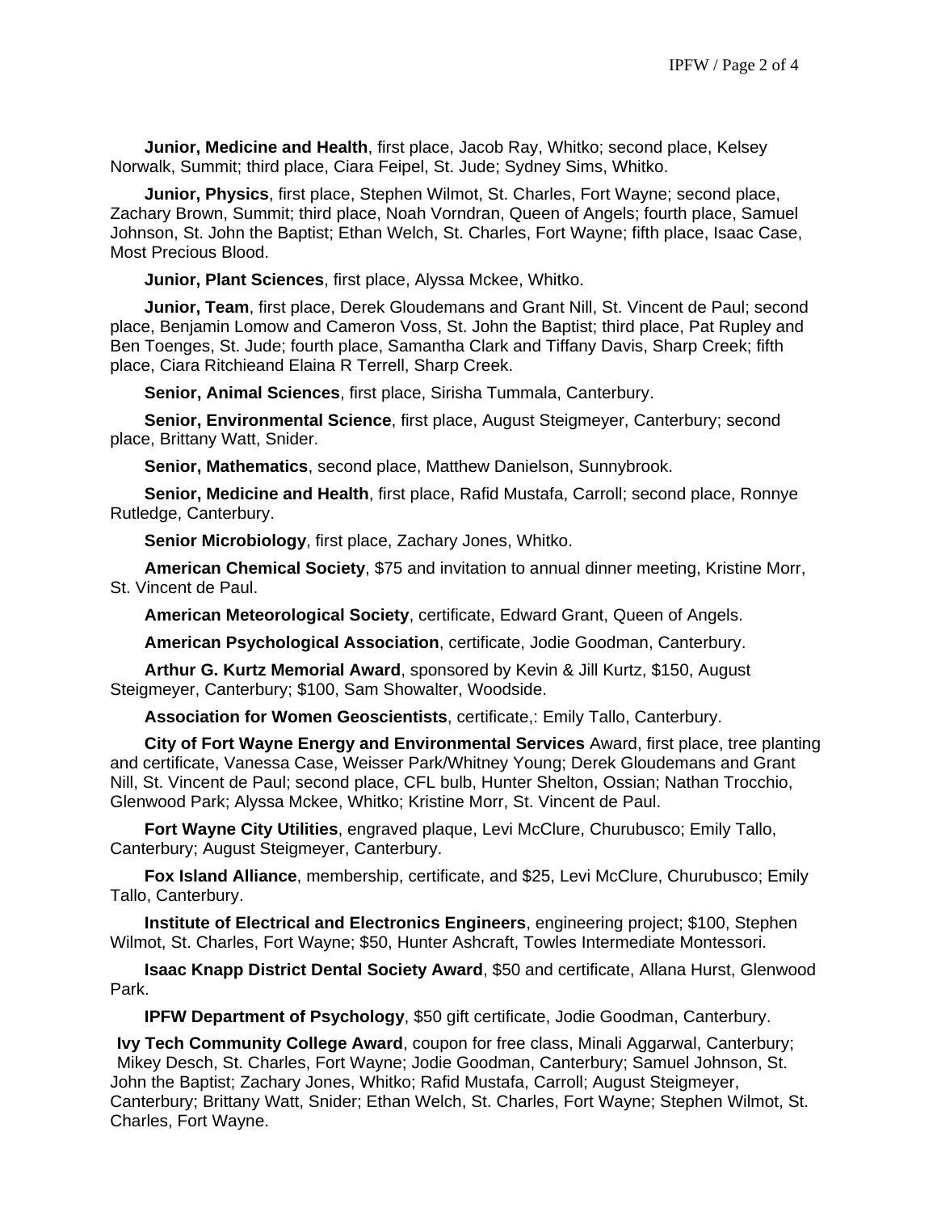**Junior, Medicine and Health**, first place, Jacob Ray, Whitko; second place, Kelsey Norwalk, Summit; third place, Ciara Feipel, St. Jude; Sydney Sims, Whitko.

**Junior, Physics**, first place, Stephen Wilmot, St. Charles, Fort Wayne; second place, Zachary Brown, Summit; third place, Noah Vorndran, Queen of Angels; fourth place, Samuel Johnson, St. John the Baptist; Ethan Welch, St. Charles, Fort Wayne; fifth place, Isaac Case, Most Precious Blood.

**Junior, Plant Sciences**, first place, Alyssa Mckee, Whitko.

**Junior, Team**, first place, Derek Gloudemans and Grant Nill, St. Vincent de Paul; second place, Benjamin Lomow and Cameron Voss, St. John the Baptist; third place, Pat Rupley and Ben Toenges, St. Jude; fourth place, Samantha Clark and Tiffany Davis, Sharp Creek; fifth place, Ciara Ritchieand Elaina R Terrell, Sharp Creek.

**Senior, Animal Sciences**, first place, Sirisha Tummala, Canterbury.

**Senior, Environmental Science**, first place, August Steigmeyer, Canterbury; second place, Brittany Watt, Snider.

**Senior, Mathematics**, second place, Matthew Danielson, Sunnybrook.

**Senior, Medicine and Health**, first place, Rafid Mustafa, Carroll; second place, Ronnye Rutledge, Canterbury.

**Senior Microbiology**, first place, Zachary Jones, Whitko.

**American Chemical Society**, $75 and invitation to annual dinner meeting, Kristine Morr, St. Vincent de Paul.

**American Meteorological Society**, certificate, Edward Grant, Queen of Angels.

**American Psychological Association**, certificate, Jodie Goodman, Canterbury.

**Arthur G. Kurtz Memorial Award**, sponsored by Kevin & Jill Kurtz, $150, August Steigmeyer, Canterbury; $100, Sam Showalter, Woodside.

**Association for Women Geoscientists**, certificate,: Emily Tallo, Canterbury.

**City of Fort Wayne Energy and Environmental Services** Award, first place, tree planting and certificate, Vanessa Case, Weisser Park/Whitney Young; Derek Gloudemans and Grant Nill, St. Vincent de Paul; second place, CFL bulb, Hunter Shelton, Ossian; Nathan Trocchio, Glenwood Park; Alyssa Mckee, Whitko; Kristine Morr, St. Vincent de Paul.

**Fort Wayne City Utilities**, engraved plaque, Levi McClure, Churubusco; Emily Tallo, Canterbury; August Steigmeyer, Canterbury.

**Fox Island Alliance**, membership, certificate, and $25, Levi McClure, Churubusco; Emily Tallo, Canterbury.

**Institute of Electrical and Electronics Engineers**, engineering project; $100, Stephen Wilmot, St. Charles, Fort Wayne; $50, Hunter Ashcraft, Towles Intermediate Montessori.

**Isaac Knapp District Dental Society Award**, $50 and certificate, Allana Hurst, Glenwood Park.

**IPFW Department of Psychology**, $50 gift certificate, Jodie Goodman, Canterbury.

**Ivy Tech Community College Award**, coupon for free class, Minali Aggarwal, Canterbury; Mikey Desch, St. Charles, Fort Wayne; Jodie Goodman, Canterbury; Samuel Johnson, St. John the Baptist; Zachary Jones, Whitko; Rafid Mustafa, Carroll; August Steigmeyer, Canterbury; Brittany Watt, Snider; Ethan Welch, St. Charles, Fort Wayne; Stephen Wilmot, St. Charles, Fort Wayne.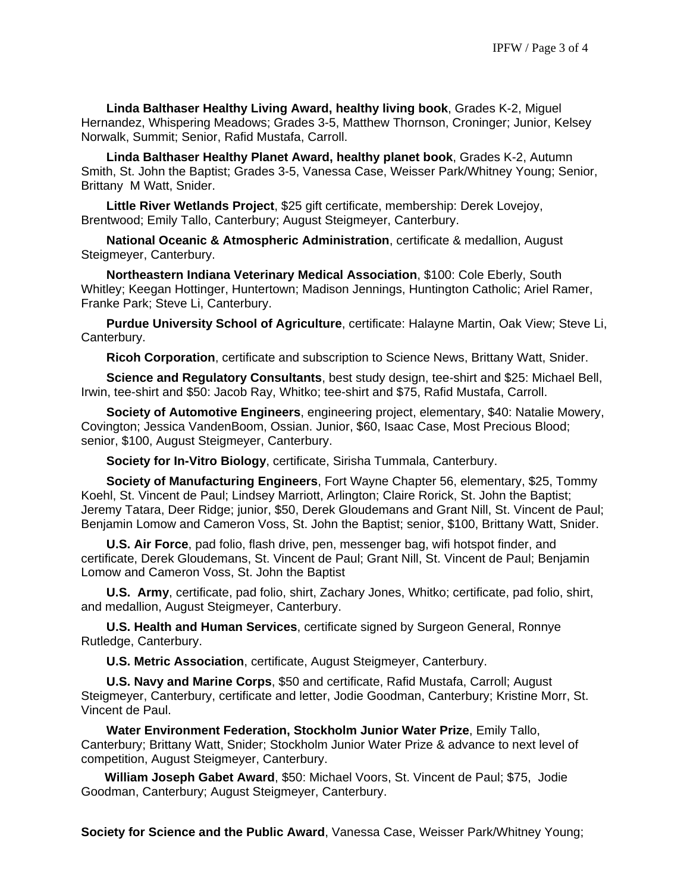**Linda Balthaser Healthy Living Award, healthy living book**, Grades K-2, Miguel Hernandez, Whispering Meadows; Grades 3-5, Matthew Thornson, Croninger; Junior, Kelsey Norwalk, Summit; Senior, Rafid Mustafa, Carroll.

**Linda Balthaser Healthy Planet Award, healthy planet book**, Grades K-2, Autumn Smith, St. John the Baptist; Grades 3-5, Vanessa Case, Weisser Park/Whitney Young; Senior, Brittany M Watt, Snider.

**Little River Wetlands Project**, $25 gift certificate, membership: Derek Lovejoy, Brentwood; Emily Tallo, Canterbury; August Steigmeyer, Canterbury.

**National Oceanic & Atmospheric Administration**, certificate & medallion, August Steigmeyer, Canterbury.

**Northeastern Indiana Veterinary Medical Association**, $100: Cole Eberly, South Whitley; Keegan Hottinger, Huntertown; Madison Jennings, Huntington Catholic; Ariel Ramer, Franke Park; Steve Li, Canterbury.

**Purdue University School of Agriculture**, certificate: Halayne Martin, Oak View; Steve Li, Canterbury.

**Ricoh Corporation**, certificate and subscription to Science News, Brittany Watt, Snider.

**Science and Regulatory Consultants**, best study design, tee-shirt and $25: Michael Bell, Irwin, tee-shirt and $50: Jacob Ray, Whitko; tee-shirt and $75, Rafid Mustafa, Carroll.

**Society of Automotive Engineers**, engineering project, elementary, $40: Natalie Mowery, Covington; Jessica VandenBoom, Ossian. Junior, $60, Isaac Case, Most Precious Blood; senior, $100, August Steigmeyer, Canterbury.

**Society for In-Vitro Biology**, certificate, Sirisha Tummala, Canterbury.

**Society of Manufacturing Engineers**, Fort Wayne Chapter 56, elementary, $25, Tommy Koehl, St. Vincent de Paul; Lindsey Marriott, Arlington; Claire Rorick, St. John the Baptist; Jeremy Tatara, Deer Ridge; junior, $50, Derek Gloudemans and Grant Nill, St. Vincent de Paul; Benjamin Lomow and Cameron Voss, St. John the Baptist; senior, $100, Brittany Watt, Snider.

**U.S. Air Force**, pad folio, flash drive, pen, messenger bag, wifi hotspot finder, and certificate, Derek Gloudemans, St. Vincent de Paul; Grant Nill, St. Vincent de Paul; Benjamin Lomow and Cameron Voss, St. John the Baptist

**U.S. Army**, certificate, pad folio, shirt, Zachary Jones, Whitko; certificate, pad folio, shirt, and medallion, August Steigmeyer, Canterbury.

**U.S. Health and Human Services**, certificate signed by Surgeon General, Ronnye Rutledge, Canterbury.

**U.S. Metric Association**, certificate, August Steigmeyer, Canterbury.

**U.S. Navy and Marine Corps**, $50 and certificate, Rafid Mustafa, Carroll; August Steigmeyer, Canterbury, certificate and letter, Jodie Goodman, Canterbury; Kristine Morr, St. Vincent de Paul.

**Water Environment Federation, Stockholm Junior Water Prize**, Emily Tallo, Canterbury; Brittany Watt, Snider; Stockholm Junior Water Prize & advance to next level of competition, August Steigmeyer, Canterbury.

**William Joseph Gabet Award**, $50: Michael Voors, St. Vincent de Paul; $75, Jodie Goodman, Canterbury; August Steigmeyer, Canterbury.

**Society for Science and the Public Award**, Vanessa Case, Weisser Park/Whitney Young;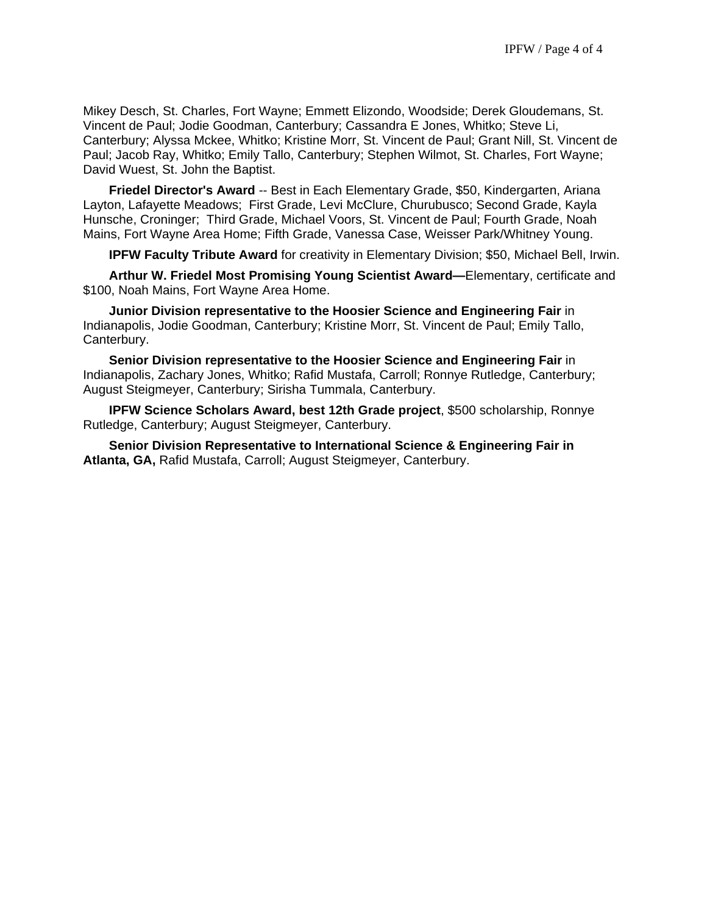Mikey Desch, St. Charles, Fort Wayne; Emmett Elizondo, Woodside; Derek Gloudemans, St. Vincent de Paul; Jodie Goodman, Canterbury; Cassandra E Jones, Whitko; Steve Li, Canterbury; Alyssa Mckee, Whitko; Kristine Morr, St. Vincent de Paul; Grant Nill, St. Vincent de Paul; Jacob Ray, Whitko; Emily Tallo, Canterbury; Stephen Wilmot, St. Charles, Fort Wayne; David Wuest, St. John the Baptist.

**Friedel Director's Award** -- Best in Each Elementary Grade, $50, Kindergarten, Ariana Layton, Lafayette Meadows; First Grade, Levi McClure, Churubusco; Second Grade, Kayla Hunsche, Croninger; Third Grade, Michael Voors, St. Vincent de Paul; Fourth Grade, Noah Mains, Fort Wayne Area Home; Fifth Grade, Vanessa Case, Weisser Park/Whitney Young.

**IPFW Faculty Tribute Award** for creativity in Elementary Division; $50, Michael Bell, Irwin.

**Arthur W. Friedel Most Promising Young Scientist Award—**Elementary, certificate and $100, Noah Mains, Fort Wayne Area Home.

**Junior Division representative to the Hoosier Science and Engineering Fair** in Indianapolis, Jodie Goodman, Canterbury; Kristine Morr, St. Vincent de Paul; Emily Tallo, Canterbury.

**Senior Division representative to the Hoosier Science and Engineering Fair** in Indianapolis, Zachary Jones, Whitko; Rafid Mustafa, Carroll; Ronnye Rutledge, Canterbury; August Steigmeyer, Canterbury; Sirisha Tummala, Canterbury.

**IPFW Science Scholars Award, best 12th Grade project**, $500 scholarship, Ronnye Rutledge, Canterbury; August Steigmeyer, Canterbury.

**Senior Division Representative to International Science & Engineering Fair in Atlanta, GA,** Rafid Mustafa, Carroll; August Steigmeyer, Canterbury.